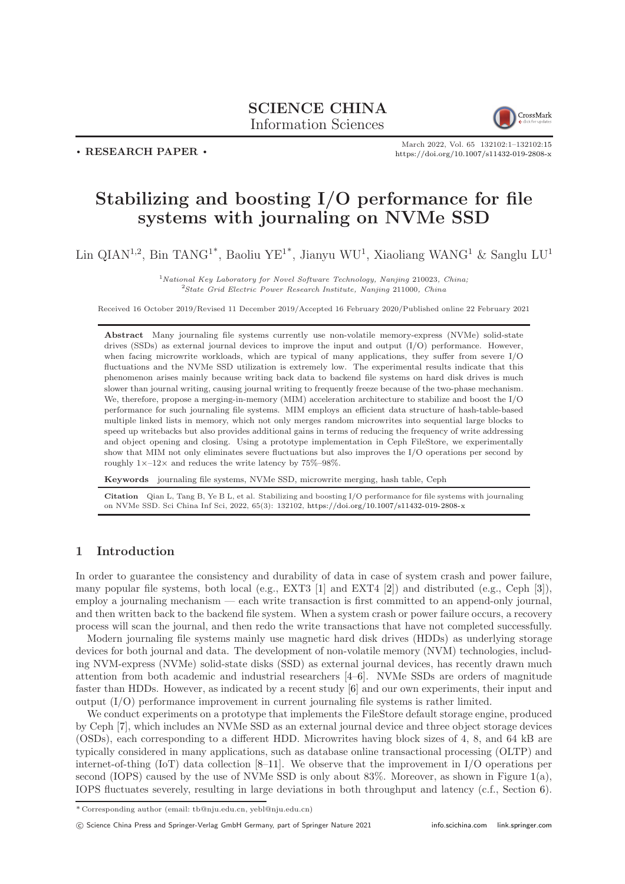SCIENCE CHINA
Information Sciences

• RESEARCH PAPER •

https://doi.org/10.1007/s11432-019-2808-x

# Stabilizing and boosting I/O performance for file systems with journaling on NVMe SSD

Lin QIAN[1,2], Bin TANG[1*], Baoliu YE[1*], Jianyu WU[1], Xiaoliang WANG[1] & Sanglu LU[1]

[1] *National Key Laboratory for Novel Software Technology, Nanjing 210023, China;*
[2] *State Grid Electric Power Research Institute, Nanjing 211000, China*

Received 16 October 2019/Revised 11 December 2019/Accepted 16 February 2020/Published online 22 February 2021

**Abstract** Many journaling file systems currently use non-volatile memory-express (NVMe) solid-state drives (SSDs) as external journal devices to improve the input and output (I/O) performance. However, when facing microwrite workloads, which are typical of many applications, they suffer from severe I/O fluctuations and the NVMe SSD utilization is extremely low. The experimental results indicate that this phenomenon arises mainly because writing back data to backend file systems on hard disk drives is much slower than journal writing, causing journal writing to frequently freeze because of the two-phase mechanism. We, therefore, propose a merging-in-memory (MIM) acceleration architecture to stabilize and boost the I/O performance for such journaling file systems. MIM employs an efficient data structure of hash-table-based multiple linked lists in memory, which not only merges random microwrites into sequential large blocks to speed up writebacks but also provides additional gains in terms of reducing the frequency of write addressing and object opening and closing. Using a prototype implementation in Ceph FileStore, we experimentally show that MIM not only eliminates severe fluctuations but also improves the I/O operations per second by roughly 1×–12× and reduces the write latency by 75%–98%.

**Keywords** journaling file systems, NVMe SSD, microwrite merging, hash table, Ceph

**Citation** Qian L, Tang B, Ye B L, et al. Stabilizing and boosting I/O performance for file systems with journaling on NVMe SSD. Sci China Inf Sci, 2022, 65(3): 132102, https://doi.org/10.1007/s11432-019-2808-x

## 1 Introduction

In order to guarantee the consistency and durability of data in case of system crash and power failure, many popular file systems, both local (e.g., EXT3 [1] and EXT4 [2]) and distributed (e.g., Ceph [3]), employ a journaling mechanism — each write transaction is first committed to an append-only journal, and then written back to the backend file system. When a system crash or power failure occurs, a recovery process will scan the journal, and then redo the write transactions that have not completed successfully.

Modern journaling file systems mainly use magnetic hard disk drives (HDDs) as underlying storage devices for both journal and data. The development of non-volatile memory (NVM) technologies, including NVM-express (NVMe) solid-state disks (SSD) as external journal devices, has recently drawn much attention from both academic and industrial researchers [4–6]. NVMe SSDs are orders of magnitude faster than HDDs. However, as indicated by a recent study [6] and our own experiments, their input and output (I/O) performance improvement in current journaling file systems is rather limited.

We conduct experiments on a prototype that implements the FileStore default storage engine, produced by Ceph [7], which includes an NVMe SSD as an external journal device and three object storage devices (OSDs), each corresponding to a different HDD. Microwrites having block sizes of 4, 8, and 64 kB are typically considered in many applications, such as database online transactional processing (OLTP) and internet-of-thing (IoT) data collection [8–11]. We observe that the improvement in I/O operations per second (IOPS) caused by the use of NVMe SSD is only about 83%. Moreover, as shown in Figure 1(a), IOPS fluctuates severely, resulting in large deviations in both throughput and latency (c.f., Section 6).

* Corresponding author (email: tb@nju.edu.cn, yebl@nju.edu.cn)

© Science China Press and Springer-Verlag GmbH Germany, part of Springer Nature 2021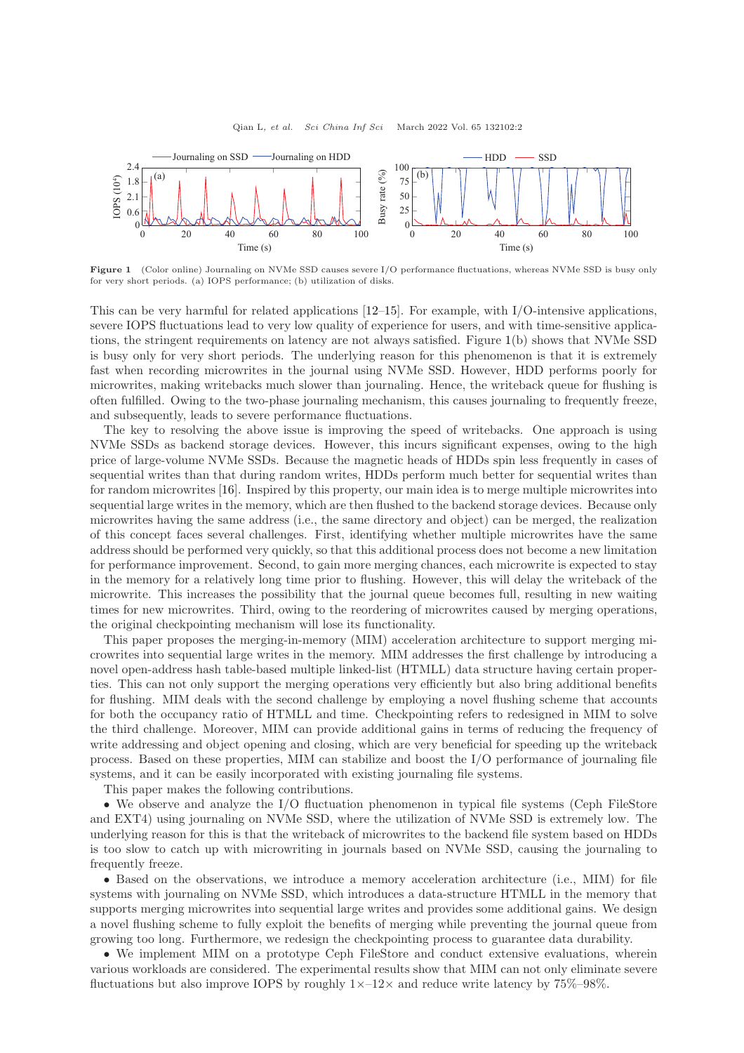Figure 1 (Color online) Journaling on NVMe SSD causes severe I/O performance fluctuations, whereas NVMe SSD is busy only for very short periods. (a) IOPS performance; (b) utilization of disks.

This can be very harmful for related applications [12–15]. For example, with I/O-intensive applications, severe IOPS fluctuations lead to very low quality of experience for users, and with time-sensitive applications, the stringent requirements on latency are not always satisfied. Figure 1(b) shows that NVMe SSD is busy only for very short periods. The underlying reason for this phenomenon is that it is extremely fast when recording microwrites in the journal using NVMe SSD. However, HDD performs poorly for microwrites, making writebacks much slower than journaling. Hence, the writeback queue for flushing is often fulfilled. Owing to the two-phase journaling mechanism, this causes journaling to frequently freeze, and subsequently, leads to severe performance fluctuations.

The key to resolving the above issue is improving the speed of writebacks. One approach is using NVMe SSDs as backend storage devices. However, this incurs significant expenses, owing to the high price of large-volume NVMe SSDs. Because the magnetic heads of HDDs spin less frequently in cases of sequential writes than that during random writes, HDDs perform much better for sequential writes than for random microwrites [16]. Inspired by this property, our main idea is to merge multiple microwrites into sequential large writes in the memory, which are then flushed to the backend storage devices. Because only microwrites having the same address (i.e., the same directory and object) can be merged, the realization of this concept faces several challenges. First, identifying whether multiple microwrites have the same address should be performed very quickly, so that this additional process does not become a new limitation for performance improvement. Second, to gain more merging chances, each microwrite is expected to stay in the memory for a relatively long time prior to flushing. However, this will delay the writeback of the microwrite. This increases the possibility that the journal queue becomes full, resulting in new waiting times for new microwrites. Third, owing to the reordering of microwrites caused by merging operations, the original checkpointing mechanism will lose its functionality.

This paper proposes the merging-in-memory (MIM) acceleration architecture to support merging microwrites into sequential large writes in the memory. MIM addresses the first challenge by introducing a novel open-address hash table-based multiple linked-list (HTMLL) data structure having certain properties. This can not only support the merging operations very efficiently but also bring additional benefits for flushing. MIM deals with the second challenge by employing a novel flushing scheme that accounts for both the occupancy ratio of HTMLL and time. Checkpointing refers to redesigned in MIM to solve the third challenge. Moreover, MIM can provide additional gains in terms of reducing the frequency of write addressing and object opening and closing, which are very beneficial for speeding up the writeback process. Based on these properties, MIM can stabilize and boost the I/O performance of journaling file systems, and it can be easily incorporated with existing journaling file systems.

This paper makes the following contributions.

- We observe and analyze the I/O fluctuation phenomenon in typical file systems (Ceph FileStore and EXT4) using journaling on NVMe SSD, where the utilization of NVMe SSD is extremely low. The underlying reason for this is that the writeback of microwrites to the backend file system based on HDDs is too slow to catch up with microwriting in journals based on NVMe SSD, causing the journaling to frequently freeze.
- Based on the observations, we introduce a memory acceleration architecture (i.e., MIM) for file systems with journaling on NVMe SSD, which introduces a data-structure HTMLL in the memory that supports merging microwrites into sequential large writes and provides some additional gains. We design a novel flushing scheme to fully exploit the benefits of merging while preventing the journal queue from growing too long. Furthermore, we redesign the checkpointing process to guarantee data durability.
- We implement MIM on a prototype Ceph FileStore and conduct extensive evaluations, wherein various workloads are considered. The experimental results show that MIM can not only eliminate severe fluctuations but also improve IOPS by roughly 1×–12× and reduce write latency by 75%–98%.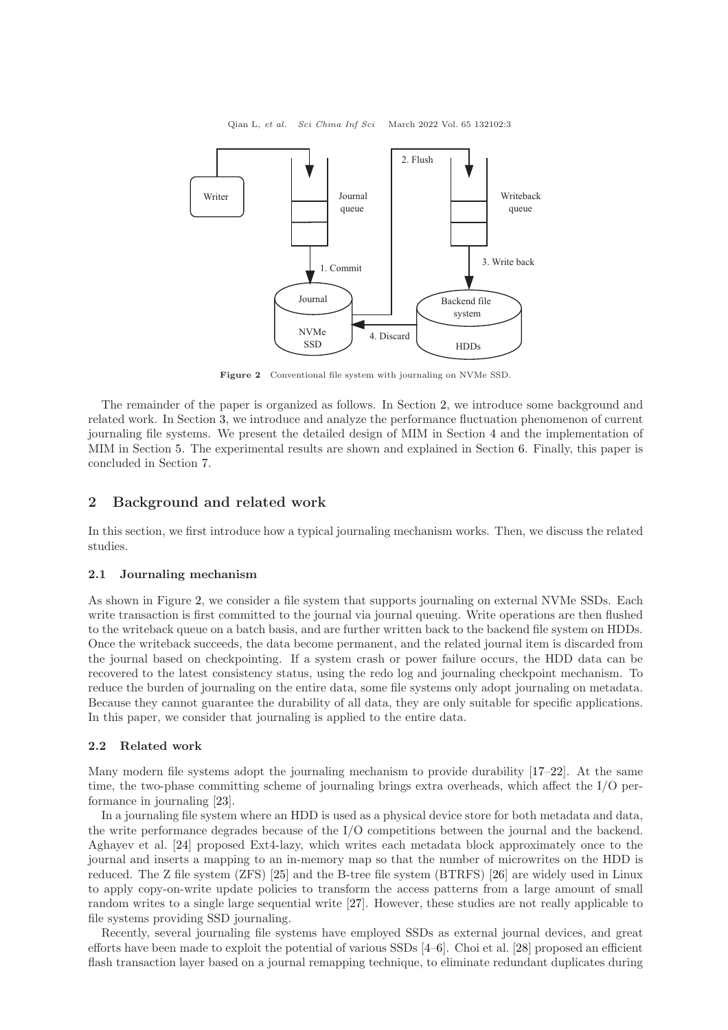Figure 2 Conventional file system with journaling on NVMe SSD.

The remainder of the paper is organized as follows. In Section 2, we introduce some background and related work. In Section 3, we introduce and analyze the performance fluctuation phenomenon of current journaling file systems. We present the detailed design of MIM in Section 4 and the implementation of MIM in Section 5. The experimental results are shown and explained in Section 6. Finally, this paper is concluded in Section 7.

## 2 Background and related work

In this section, we first introduce how a typical journaling mechanism works. Then, we discuss the related studies.

### 2.1 Journaling mechanism

As shown in Figure 2, we consider a file system that supports journaling on external NVMe SSDs. Each write transaction is first committed to the journal via journal queuing. Write operations are then flushed to the writeback queue on a batch basis, and are further written back to the backend file system on HDDs. Once the writeback succeeds, the data become permanent, and the related journal item is discarded from the journal based on checkpointing. If a system crash or power failure occurs, the HDD data can be recovered to the latest consistency status, using the redo log and journaling checkpoint mechanism. To reduce the burden of journaling on the entire data, some file systems only adopt journaling on metadata. Because they cannot guarantee the durability of all data, they are only suitable for specific applications. In this paper, we consider that journaling is applied to the entire data.

### 2.2 Related work

Many modern file systems adopt the journaling mechanism to provide durability [17–22]. At the same time, the two-phase committing scheme of journaling brings extra overheads, which affect the I/O performance in journaling [23].

In a journaling file system where an HDD is used as a physical device store for both metadata and data, the write performance degrades because of the I/O competitions between the journal and the backend. Aghayev et al. [24] proposed Ext4-lazy, which writes each metadata block approximately once to the journal and inserts a mapping to an in-memory map so that the number of microwrites on the HDD is reduced. The Z file system (ZFS) [25] and the B-tree file system (BTRFS) [26] are widely used in Linux to apply copy-on-write update policies to transform the access patterns from a large amount of small random writes to a single large sequential write [27]. However, these studies are not really applicable to file systems providing SSD journaling.

Recently, several journaling file systems have employed SSDs as external journal devices, and great efforts have been made to exploit the potential of various SSDs [4–6]. Choi et al. [28] proposed an efficient flash transaction layer based on a journal remapping technique, to eliminate redundant duplicates during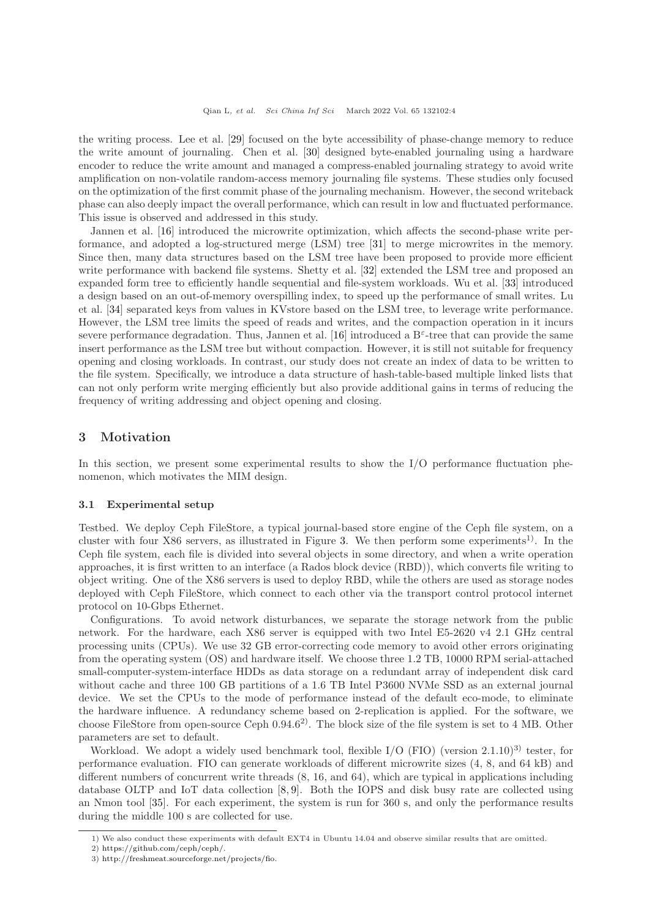the writing process. Lee et al. [29] focused on the byte accessibility of phase-change memory to reduce the write amount of journaling. Chen et al. [30] designed byte-enabled journaling using a hardware encoder to reduce the write amount and managed a compress-enabled journaling strategy to avoid write amplification on non-volatile random-access memory journaling file systems. These studies only focused on the optimization of the first commit phase of the journaling mechanism. However, the second writeback phase can also deeply impact the overall performance, which can result in low and fluctuated performance. This issue is observed and addressed in this study.

Jannen et al. [16] introduced the microwrite optimization, which affects the second-phase write performance, and adopted a log-structured merge (LSM) tree [31] to merge microwrites in the memory. Since then, many data structures based on the LSM tree have been proposed to provide more efficient write performance with backend file systems. Shetty et al. [32] extended the LSM tree and proposed an expanded form tree to efficiently handle sequential and file-system workloads. Wu et al. [33] introduced a design based on an out-of-memory overspilling index, to speed up the performance of small writes. Lu et al. [34] separated keys from values in KVstore based on the LSM tree, to leverage write performance. However, the LSM tree limits the speed of reads and writes, and the compaction operation in it incurs severe performance degradation. Thus, Jannen et al. [16] introduced a $B^{\varepsilon}$-tree that can provide the same insert performance as the LSM tree but without compaction. However, it is still not suitable for frequency opening and closing workloads. In contrast, our study does not create an index of data to be written to the file system. Specifically, we introduce a data structure of hash-table-based multiple linked lists that can not only perform write merging efficiently but also provide additional gains in terms of reducing the frequency of writing addressing and object opening and closing.

## 3 Motivation

In this section, we present some experimental results to show the I/O performance fluctuation phenomenon, which motivates the MIM design.

### 3.1 Experimental setup

Testbed. We deploy Ceph FileStore, a typical journal-based store engine of the Ceph file system, on a cluster with four X86 servers, as illustrated in Figure 3. We then perform some experiments[1]. In the Ceph file system, each file is divided into several objects in some directory, and when a write operation approaches, it is first written to an interface (a Rados block device (RBD)), which converts file writing to object writing. One of the X86 servers is used to deploy RBD, while the others are used as storage nodes deployed with Ceph FileStore, which connect to each other via the transport control protocol internet protocol on 10-Gbps Ethernet.

Configurations. To avoid network disturbances, we separate the storage network from the public network. For the hardware, each X86 server is equipped with two Intel E5-2620 v4 2.1 GHz central processing units (CPUs). We use 32 GB error-correcting code memory to avoid other errors originating from the operating system (OS) and hardware itself. We choose three 1.2 TB, 10000 RPM serial-attached small-computer-system-interface HDDs as data storage on a redundant array of independent disk card without cache and three 100 GB partitions of a 1.6 TB Intel P3600 NVMe SSD as an external journal device. We set the CPUs to the mode of performance instead of the default eco-mode, to eliminate the hardware influence. A redundancy scheme based on 2-replication is applied. For the software, we choose FileStore from open-source Ceph 0.94.6[2]. The block size of the file system is set to 4 MB. Other parameters are set to default.

Workload. We adopt a widely used benchmark tool, flexible I/O (FIO) (version 2.1.10)[3] tester, for performance evaluation. FIO can generate workloads of different microwrite sizes (4, 8, and 64 kB) and different numbers of concurrent write threads (8, 16, and 64), which are typical in applications including database OLTP and IoT data collection [8, 9]. Both the IOPS and disk busy rate are collected using an Nmon tool [35]. For each experiment, the system is run for 360 s, and only the performance results during the middle 100 s are collected for use.

1) We also conduct these experiments with default EXT4 in Ubuntu 14.04 and observe similar results that are omitted.

2) https://github.com/ceph/ceph/.

3) http://freshmeat.sourceforge.net/projects/fio.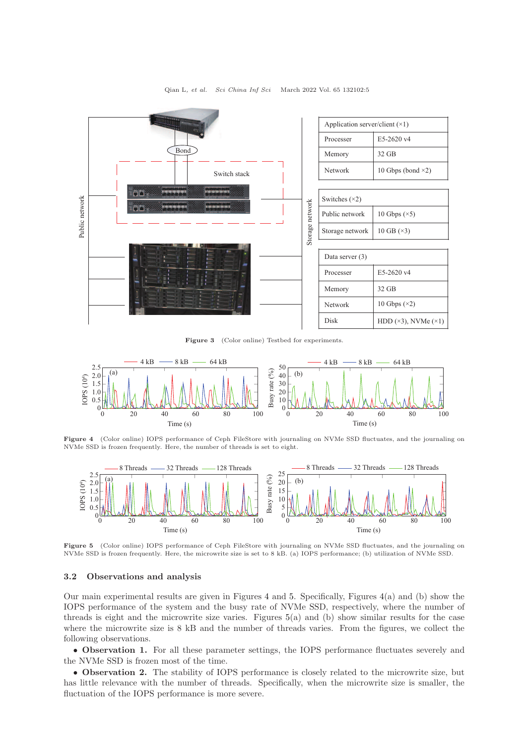| Application server/client (×1) | |
|---|---|
| Processer | E5-2620 v4 |
| Memory | 32 GB |
| Network | 10 Gbps (bond ×2) |

| Switches (×2) | |
|---|---|
| Public network | 10 Gbps (×5) |
| Storage network | 10 GB (×3) |

| Data server (3) | |
|---|---|
| Processer | E5-2620 v4 |
| Memory | 32 GB |
| Network | 10 Gbps (×2) |
| Disk | HDD (×3), NVMe (×1) |

**Figure 3** (Color online) Testbed for experiments.

**Figure 4** (Color online) IOPS performance of Ceph FileStore with journaling on NVMe SSD fluctuates, and the journaling on NVMe SSD is frozen frequently. Here, the number of threads is set to eight.

**Figure 5** (Color online) IOPS performance of Ceph FileStore with journaling on NVMe SSD fluctuates, and the journaling on NVMe SSD is frozen frequently. Here, the microwrite size is set to 8 kB. (a) IOPS performance; (b) utilization of NVMe SSD.

### 3.2 Observations and analysis

Our main experimental results are given in Figures 4 and 5. Specifically, Figures 4(a) and (b) show the IOPS performance of the system and the busy rate of NVMe SSD, respectively, where the number of threads is eight and the microwrite size varies. Figures 5(a) and (b) show similar results for the case where the microwrite size is 8 kB and the number of threads varies. From the figures, we collect the following observations.

- **Observation 1.** For all these parameter settings, the IOPS performance fluctuates severely and the NVMe SSD is frozen most of the time.
- **Observation 2.** The stability of IOPS performance is closely related to the microwrite size, but has little relevance with the number of threads. Specifically, when the microwrite size is smaller, the fluctuation of the IOPS performance is more severe.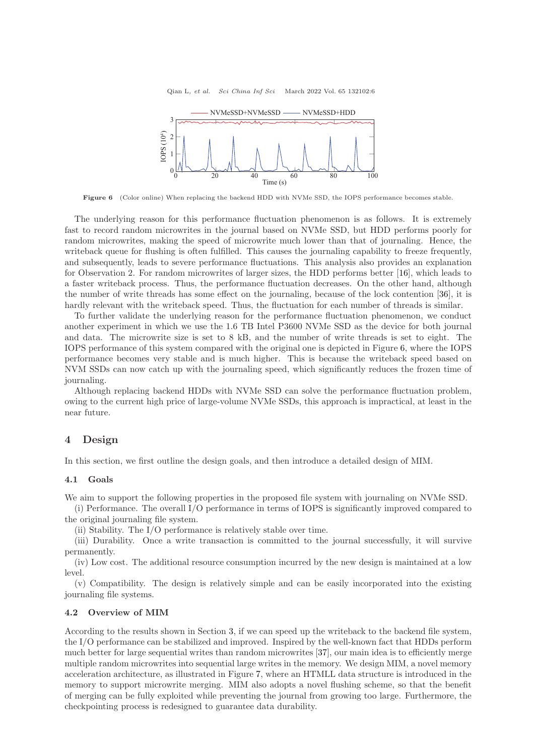Figure 6 (Color online) When replacing the backend HDD with NVMe SSD, the IOPS performance becomes stable.

The underlying reason for this performance fluctuation phenomenon is as follows. It is extremely fast to record random microwrites in the journal based on NVMe SSD, but HDD performs poorly for random microwrites, making the speed of microwrite much lower than that of journaling. Hence, the writeback queue for flushing is often fulfilled. This causes the journaling capability to freeze frequently, and subsequently, leads to severe performance fluctuations. This analysis also provides an explanation for Observation 2. For random microwrites of larger sizes, the HDD performs better [16], which leads to a faster writeback process. Thus, the performance fluctuation decreases. On the other hand, although the number of write threads has some effect on the journaling, because of the lock contention [36], it is hardly relevant with the writeback speed. Thus, the fluctuation for each number of threads is similar.

To further validate the underlying reason for the performance fluctuation phenomenon, we conduct another experiment in which we use the 1.6 TB Intel P3600 NVMe SSD as the device for both journal and data. The microwrite size is set to 8 kB, and the number of write threads is set to eight. The IOPS performance of this system compared with the original one is depicted in Figure 6, where the IOPS performance becomes very stable and is much higher. This is because the writeback speed based on NVM SSDs can now catch up with the journaling speed, which significantly reduces the frozen time of journaling.

Although replacing backend HDDs with NVMe SSD can solve the performance fluctuation problem, owing to the current high price of large-volume NVMe SSDs, this approach is impractical, at least in the near future.

## 4 Design

In this section, we first outline the design goals, and then introduce a detailed design of MIM.

### 4.1 Goals

We aim to support the following properties in the proposed file system with journaling on NVMe SSD.

(i) Performance. The overall I/O performance in terms of IOPS is significantly improved compared to the original journaling file system.

(ii) Stability. The I/O performance is relatively stable over time.

(iii) Durability. Once a write transaction is committed to the journal successfully, it will survive permanently.

(iv) Low cost. The additional resource consumption incurred by the new design is maintained at a low level.

(v) Compatibility. The design is relatively simple and can be easily incorporated into the existing journaling file systems.

### 4.2 Overview of MIM

According to the results shown in Section 3, if we can speed up the writeback to the backend file system, the I/O performance can be stabilized and improved. Inspired by the well-known fact that HDDs perform much better for large sequential writes than random microwrites [37], our main idea is to efficiently merge multiple random microwrites into sequential large writes in the memory. We design MIM, a novel memory acceleration architecture, as illustrated in Figure 7, where an HTMLL data structure is introduced in the memory to support microwrite merging. MIM also adopts a novel flushing scheme, so that the benefit of merging can be fully exploited while preventing the journal from growing too large. Furthermore, the checkpointing process is redesigned to guarantee data durability.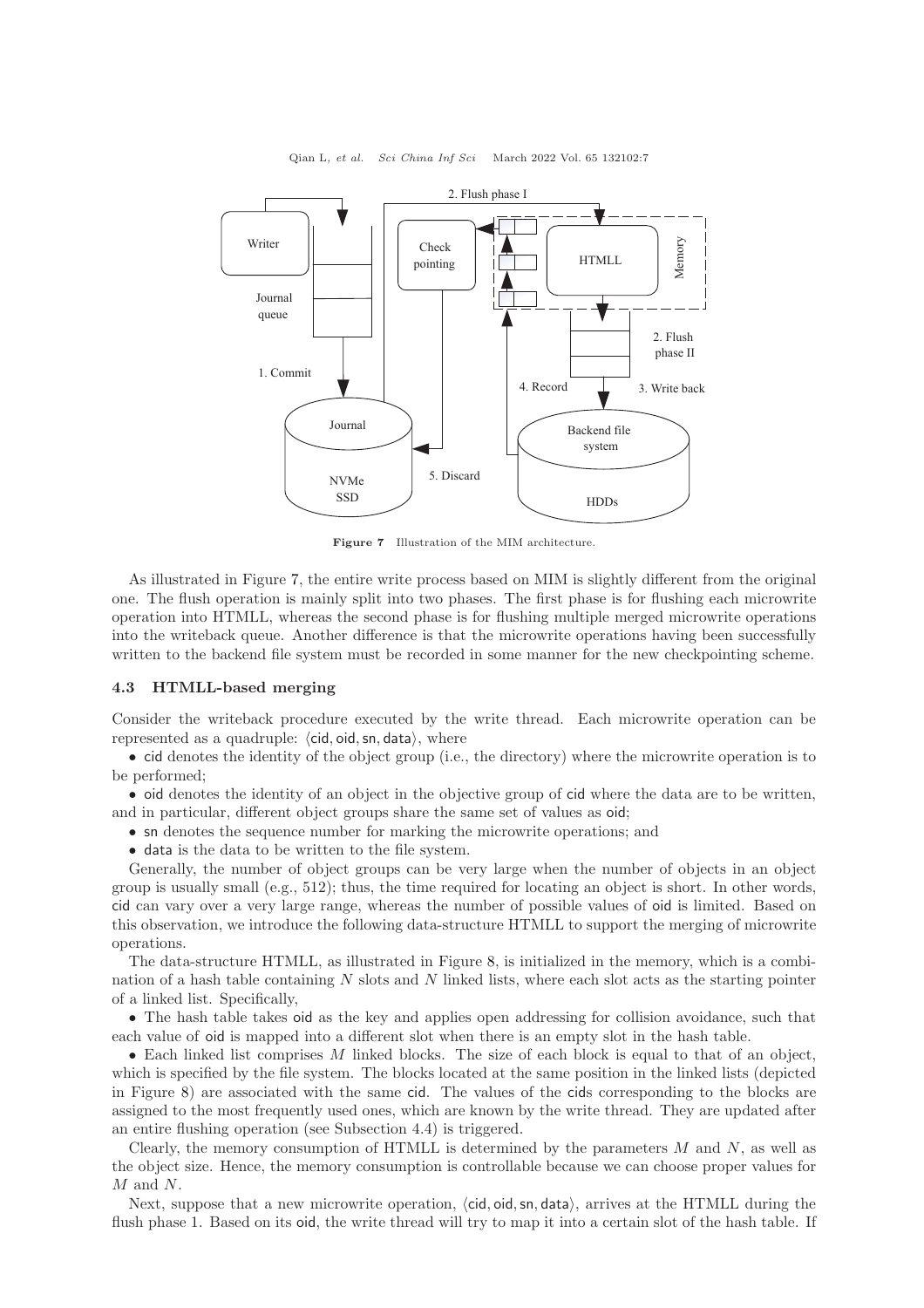Figure 7 Illustration of the MIM architecture.

As illustrated in Figure 7, the entire write process based on MIM is slightly different from the original one. The flush operation is mainly split into two phases. The first phase is for flushing each microwrite operation into HTMLL, whereas the second phase is for flushing multiple merged microwrite operations into the writeback queue. Another difference is that the microwrite operations having been successfully written to the backend file system must be recorded in some manner for the new checkpointing scheme.

### 4.3 HTMLL-based merging

Consider the writeback procedure executed by the write thread. Each microwrite operation can be represented as a quadruple: $\langle \mathsf{cid}, \mathsf{oid}, \mathsf{sn}, \mathsf{data} \rangle$, where

- cid denotes the identity of the object group (i.e., the directory) where the microwrite operation is to be performed;
- oid denotes the identity of an object in the objective group of cid where the data are to be written, and in particular, different object groups share the same set of values as oid;
- sn denotes the sequence number for marking the microwrite operations; and
- data is the data to be written to the file system.

Generally, the number of object groups can be very large when the number of objects in an object group is usually small (e.g., 512); thus, the time required for locating an object is short. In other words, cid can vary over a very large range, whereas the number of possible values of oid is limited. Based on this observation, we introduce the following data-structure HTMLL to support the merging of microwrite operations.

The data-structure HTMLL, as illustrated in Figure 8, is initialized in the memory, which is a combination of a hash table containing $N$ slots and $N$ linked lists, where each slot acts as the starting pointer of a linked list. Specifically,

- The hash table takes oid as the key and applies open addressing for collision avoidance, such that each value of oid is mapped into a different slot when there is an empty slot in the hash table.
- Each linked list comprises $M$ linked blocks. The size of each block is equal to that of an object, which is specified by the file system. The blocks located at the same position in the linked lists (depicted in Figure 8) are associated with the same cid. The values of the cids corresponding to the blocks are assigned to the most frequently used ones, which are known by the write thread. They are updated after an entire flushing operation (see Subsection 4.4) is triggered.

Clearly, the memory consumption of HTMLL is determined by the parameters $M$ and $N$, as well as the object size. Hence, the memory consumption is controllable because we can choose proper values for $M$ and $N$.

Next, suppose that a new microwrite operation, $\langle \mathsf{cid}, \mathsf{oid}, \mathsf{sn}, \mathsf{data} \rangle$, arrives at the HTMLL during the flush phase 1. Based on its oid, the write thread will try to map it into a certain slot of the hash table. If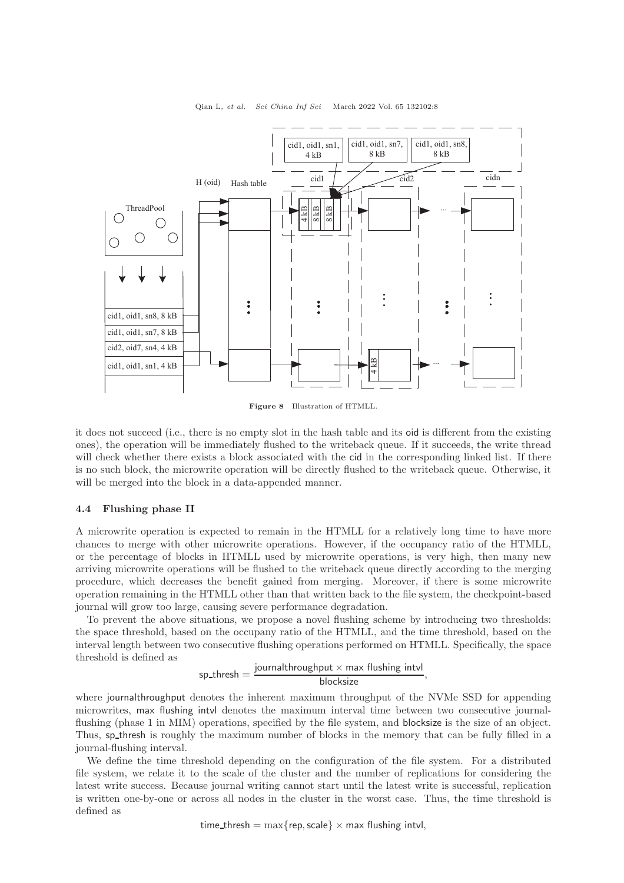Figure 8 Illustration of HTMLL.

it does not succeed (i.e., there is no empty slot in the hash table and its oid is different from the existing ones), the operation will be immediately flushed to the writeback queue. If it succeeds, the write thread will check whether there exists a block associated with the cid in the corresponding linked list. If there is no such block, the microwrite operation will be directly flushed to the writeback queue. Otherwise, it will be merged into the block in a data-appended manner.

### 4.4 Flushing phase II

A microwrite operation is expected to remain in the HTMLL for a relatively long time to have more chances to merge with other microwrite operations. However, if the occupancy ratio of the HTMLL, or the percentage of blocks in HTMLL used by microwrite operations, is very high, then many new arriving microwrite operations will be flushed to the writeback queue directly according to the merging procedure, which decreases the benefit gained from merging. Moreover, if there is some microwrite operation remaining in the HTMLL other than that written back to the file system, the checkpoint-based journal will grow too large, causing severe performance degradation.

To prevent the above situations, we propose a novel flushing scheme by introducing two thresholds: the space threshold, based on the occupany ratio of the HTMLL, and the time threshold, based on the interval length between two consecutive flushing operations performed on HTMLL. Specifically, the space threshold is defined as

$$\mathsf{sp\_thresh} = \frac{\mathsf{journalthroughput} \times \mathsf{max\ flushing\ intvl}}{\mathsf{blocksize}},$$

where journalthroughput denotes the inherent maximum throughput of the NVMe SSD for appending microwrites, max flushing intvl denotes the maximum interval time between two consecutive journal-flushing (phase 1 in MIM) operations, specified by the file system, and blocksize is the size of an object. Thus, sp_thresh is roughly the maximum number of blocks in the memory that can be fully filled in a journal-flushing interval.

We define the time threshold depending on the configuration of the file system. For a distributed file system, we relate it to the scale of the cluster and the number of replications for considering the latest write success. Because journal writing cannot start until the latest write is successful, replication is written one-by-one or across all nodes in the cluster in the worst case. Thus, the time threshold is defined as

$$\mathsf{time\_thresh} = \max\{\mathsf{rep}, \mathsf{scale}\} \times \mathsf{max\ flushing\ intvl},$$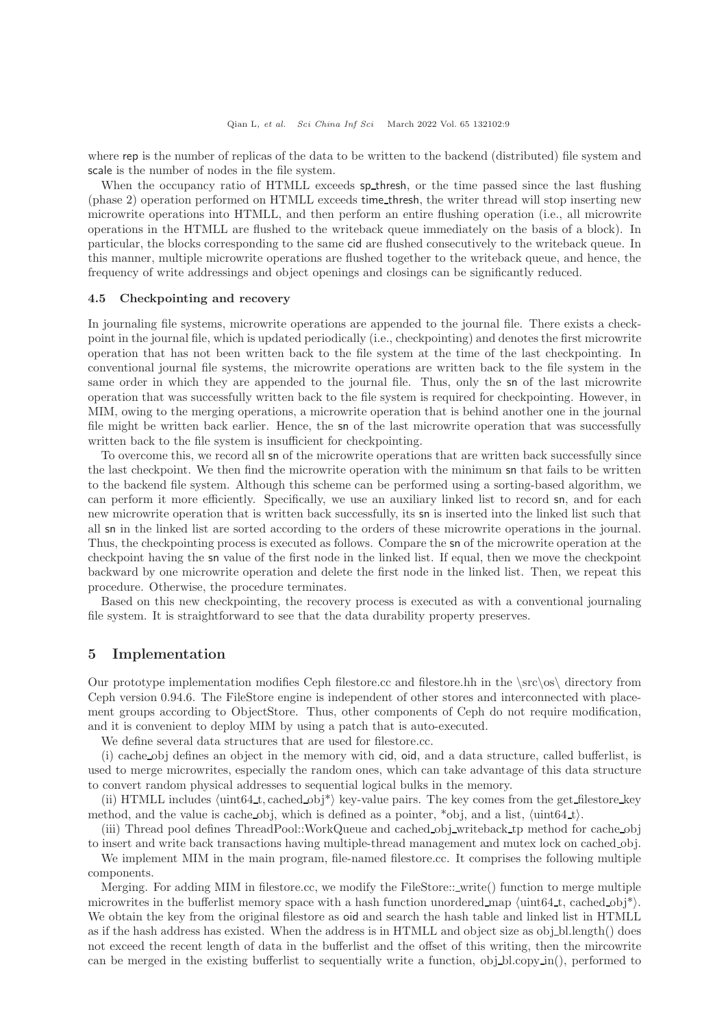where rep is the number of replicas of the data to be written to the backend (distributed) file system and scale is the number of nodes in the file system.

When the occupancy ratio of HTMLL exceeds sp_thresh, or the time passed since the last flushing (phase 2) operation performed on HTMLL exceeds time_thresh, the writer thread will stop inserting new microwrite operations into HTMLL, and then perform an entire flushing operation (i.e., all microwrite operations in the HTMLL are flushed to the writeback queue immediately on the basis of a block). In particular, the blocks corresponding to the same cid are flushed consecutively to the writeback queue. In this manner, multiple microwrite operations are flushed together to the writeback queue, and hence, the frequency of write addressings and object openings and closings can be significantly reduced.

### 4.5 Checkpointing and recovery

In journaling file systems, microwrite operations are appended to the journal file. There exists a checkpoint in the journal file, which is updated periodically (i.e., checkpointing) and denotes the first microwrite operation that has not been written back to the file system at the time of the last checkpointing. In conventional journal file systems, the microwrite operations are written back to the file system in the same order in which they are appended to the journal file. Thus, only the sn of the last microwrite operation that was successfully written back to the file system is required for checkpointing. However, in MIM, owing to the merging operations, a microwrite operation that is behind another one in the journal file might be written back earlier. Hence, the sn of the last microwrite operation that was successfully written back to the file system is insufficient for checkpointing.

To overcome this, we record all sn of the microwrite operations that are written back successfully since the last checkpoint. We then find the microwrite operation with the minimum sn that fails to be written to the backend file system. Although this scheme can be performed using a sorting-based algorithm, we can perform it more efficiently. Specifically, we use an auxiliary linked list to record sn, and for each new microwrite operation that is written back successfully, its sn is inserted into the linked list such that all sn in the linked list are sorted according to the orders of these microwrite operations in the journal. Thus, the checkpointing process is executed as follows. Compare the sn of the microwrite operation at the checkpoint having the sn value of the first node in the linked list. If equal, then we move the checkpoint backward by one microwrite operation and delete the first node in the linked list. Then, we repeat this procedure. Otherwise, the procedure terminates.

Based on this new checkpointing, the recovery process is executed as with a conventional journaling file system. It is straightforward to see that the data durability property preserves.

## 5 Implementation

Our prototype implementation modifies Ceph filestore.cc and filestore.hh in the \src\os\ directory from Ceph version 0.94.6. The FileStore engine is independent of other stores and interconnected with placement groups according to ObjectStore. Thus, other components of Ceph do not require modification, and it is convenient to deploy MIM by using a patch that is auto-executed.

We define several data structures that are used for filestore.cc.

(i) cache_obj defines an object in the memory with cid, oid, and a data structure, called bufferlist, is used to merge microwrites, especially the random ones, which can take advantage of this data structure to convert random physical addresses to sequential logical bulks in the memory.

(ii) HTMLL includes ⟨uint64_t, cached_obj*⟩ key-value pairs. The key comes from the get_filestore_key method, and the value is cache_obj, which is defined as a pointer, *obj, and a list, ⟨uint64_t⟩.

(iii) Thread pool defines ThreadPool::WorkQueue and cached_obj_writeback_tp method for cache_obj to insert and write back transactions having multiple-thread management and mutex lock on cached_obj.

We implement MIM in the main program, file-named filestore.cc. It comprises the following multiple components.

Merging. For adding MIM in filestore.cc, we modify the FileStore::_write() function to merge multiple microwrites in the bufferlist memory space with a hash function unordered_map ⟨uint64_t, cached_obj*⟩. We obtain the key from the original filestore as oid and search the hash table and linked list in HTMLL as if the hash address has existed. When the address is in HTMLL and object size as obj_bl.length() does not exceed the recent length of data in the bufferlist and the offset of this writing, then the mircowrite can be merged in the existing bufferlist to sequentially write a function, obj_bl.copy_in(), performed to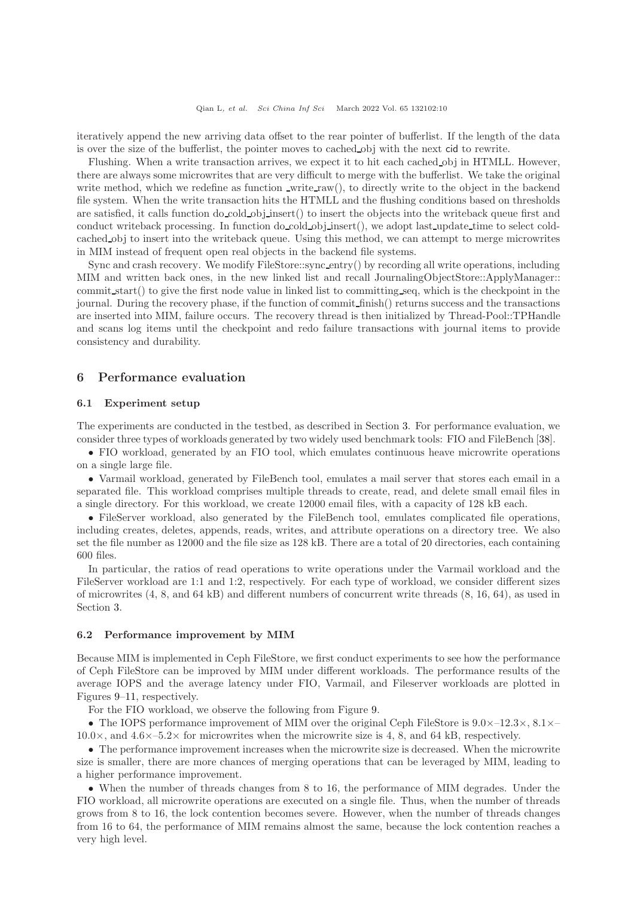iteratively append the new arriving data offset to the rear pointer of bufferlist. If the length of the data is over the size of the bufferlist, the pointer moves to cached_obj with the next cid to rewrite.

Flushing. When a write transaction arrives, we expect it to hit each cached_obj in HTMLL. However, there are always some microwrites that are very difficult to merge with the bufferlist. We take the original write method, which we redefine as function _write_raw(), to directly write to the object in the backend file system. When the write transaction hits the HTMLL and the flushing conditions based on thresholds are satisfied, it calls function do_cold_obj_insert() to insert the objects into the writeback queue first and conduct writeback processing. In function do_cold_obj_insert(), we adopt last_update_time to select cold-cached_obj to insert into the writeback queue. Using this method, we can attempt to merge microwrites in MIM instead of frequent open real objects in the backend file systems.

Sync and crash recovery. We modify FileStore::sync_entry() by recording all write operations, including MIM and written back ones, in the new linked list and recall JournalingObjectStore::ApplyManager::commit_start() to give the first node value in linked list to committing_seq, which is the checkpoint in the journal. During the recovery phase, if the function of commit_finish() returns success and the transactions are inserted into MIM, failure occurs. The recovery thread is then initialized by Thread-Pool::TPHandle and scans log items until the checkpoint and redo failure transactions with journal items to provide consistency and durability.

## 6 Performance evaluation

### 6.1 Experiment setup

The experiments are conducted in the testbed, as described in Section 3. For performance evaluation, we consider three types of workloads generated by two widely used benchmark tools: FIO and FileBench [38].

- FIO workload, generated by an FIO tool, which emulates continuous heave microwrite operations on a single large file.
- Varmail workload, generated by FileBench tool, emulates a mail server that stores each email in a separated file. This workload comprises multiple threads to create, read, and delete small email files in a single directory. For this workload, we create 12000 email files, with a capacity of 128 kB each.
- FileServer workload, also generated by the FileBench tool, emulates complicated file operations, including creates, deletes, appends, reads, writes, and attribute operations on a directory tree. We also set the file number as 12000 and the file size as 128 kB. There are a total of 20 directories, each containing 600 files.

In particular, the ratios of read operations to write operations under the Varmail workload and the FileServer workload are 1:1 and 1:2, respectively. For each type of workload, we consider different sizes of microwrites (4, 8, and 64 kB) and different numbers of concurrent write threads (8, 16, 64), as used in Section 3.

### 6.2 Performance improvement by MIM

Because MIM is implemented in Ceph FileStore, we first conduct experiments to see how the performance of Ceph FileStore can be improved by MIM under different workloads. The performance results of the average IOPS and the average latency under FIO, Varmail, and Fileserver workloads are plotted in Figures 9–11, respectively.

For the FIO workload, we observe the following from Figure 9.

- The IOPS performance improvement of MIM over the original Ceph FileStore is $9.0\times$–$12.3\times$, $8.1\times$–$10.0\times$, and $4.6\times$–$5.2\times$ for microwrites when the microwrite size is 4, 8, and 64 kB, respectively.
- The performance improvement increases when the microwrite size is decreased. When the microwrite size is smaller, there are more chances of merging operations that can be leveraged by MIM, leading to a higher performance improvement.
- When the number of threads changes from 8 to 16, the performance of MIM degrades. Under the FIO workload, all microwrite operations are executed on a single file. Thus, when the number of threads grows from 8 to 16, the lock contention becomes severe. However, when the number of threads changes from 16 to 64, the performance of MIM remains almost the same, because the lock contention reaches a very high level.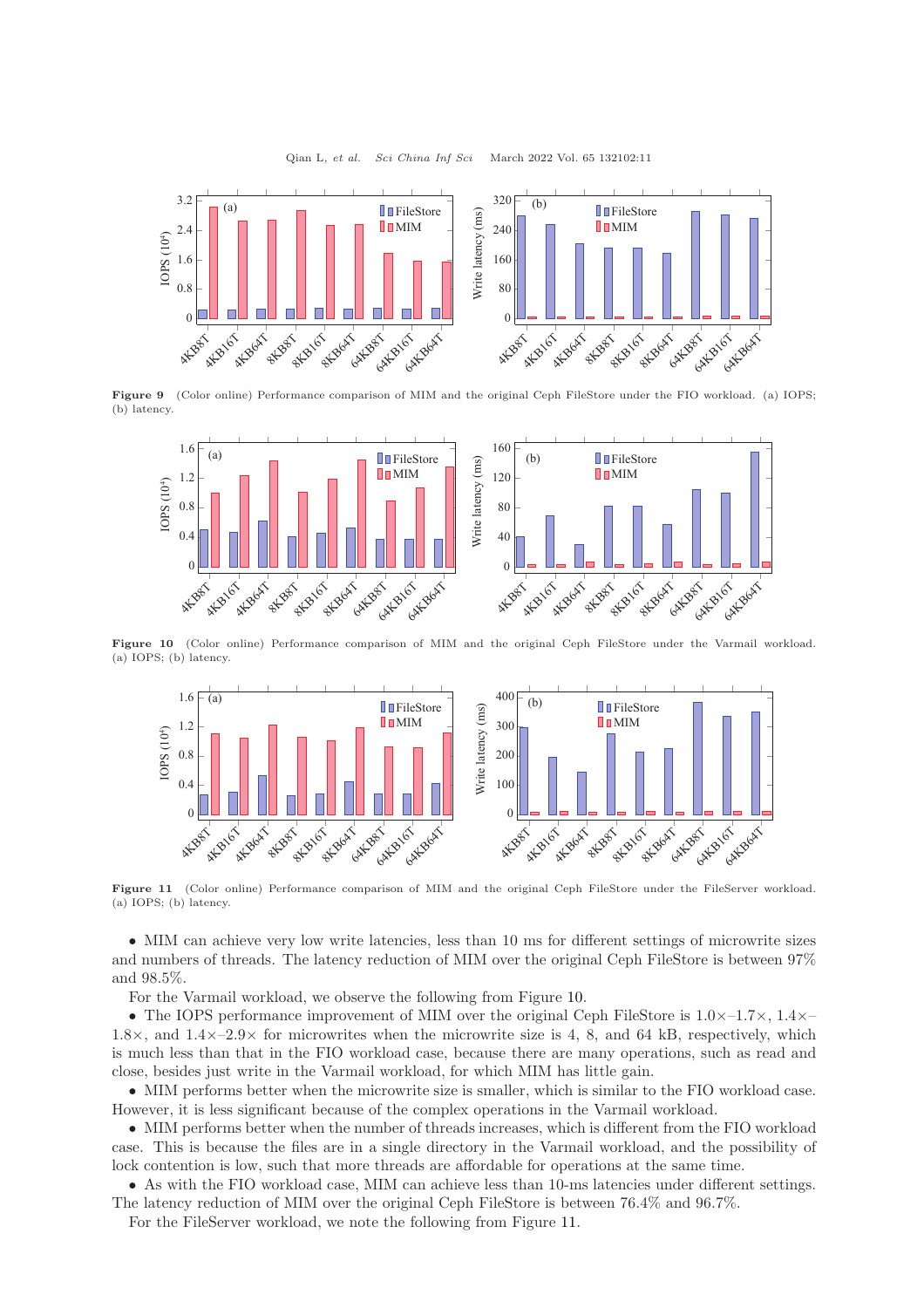Figure 9 (Color online) Performance comparison of MIM and the original Ceph FileStore under the FIO workload. (a) IOPS; (b) latency.

Figure 10 (Color online) Performance comparison of MIM and the original Ceph FileStore under the Varmail workload. (a) IOPS; (b) latency.

Figure 11 (Color online) Performance comparison of MIM and the original Ceph FileStore under the FileServer workload. (a) IOPS; (b) latency.

- MIM can achieve very low write latencies, less than 10 ms for different settings of microwrite sizes and numbers of threads. The latency reduction of MIM over the original Ceph FileStore is between 97% and 98.5%.

For the Varmail workload, we observe the following from Figure 10.

- The IOPS performance improvement of MIM over the original Ceph FileStore is 1.0×–1.7×, 1.4×–1.8×, and 1.4×–2.9× for microwrites when the microwrite size is 4, 8, and 64 kB, respectively, which is much less than that in the FIO workload case, because there are many operations, such as read and close, besides just write in the Varmail workload, for which MIM has little gain.
- MIM performs better when the microwrite size is smaller, which is similar to the FIO workload case. However, it is less significant because of the complex operations in the Varmail workload.
- MIM performs better when the number of threads increases, which is different from the FIO workload case. This is because the files are in a single directory in the Varmail workload, and the possibility of lock contention is low, such that more threads are affordable for operations at the same time.
- As with the FIO workload case, MIM can achieve less than 10-ms latencies under different settings. The latency reduction of MIM over the original Ceph FileStore is between 76.4% and 96.7%.

For the FileServer workload, we note the following from Figure 11.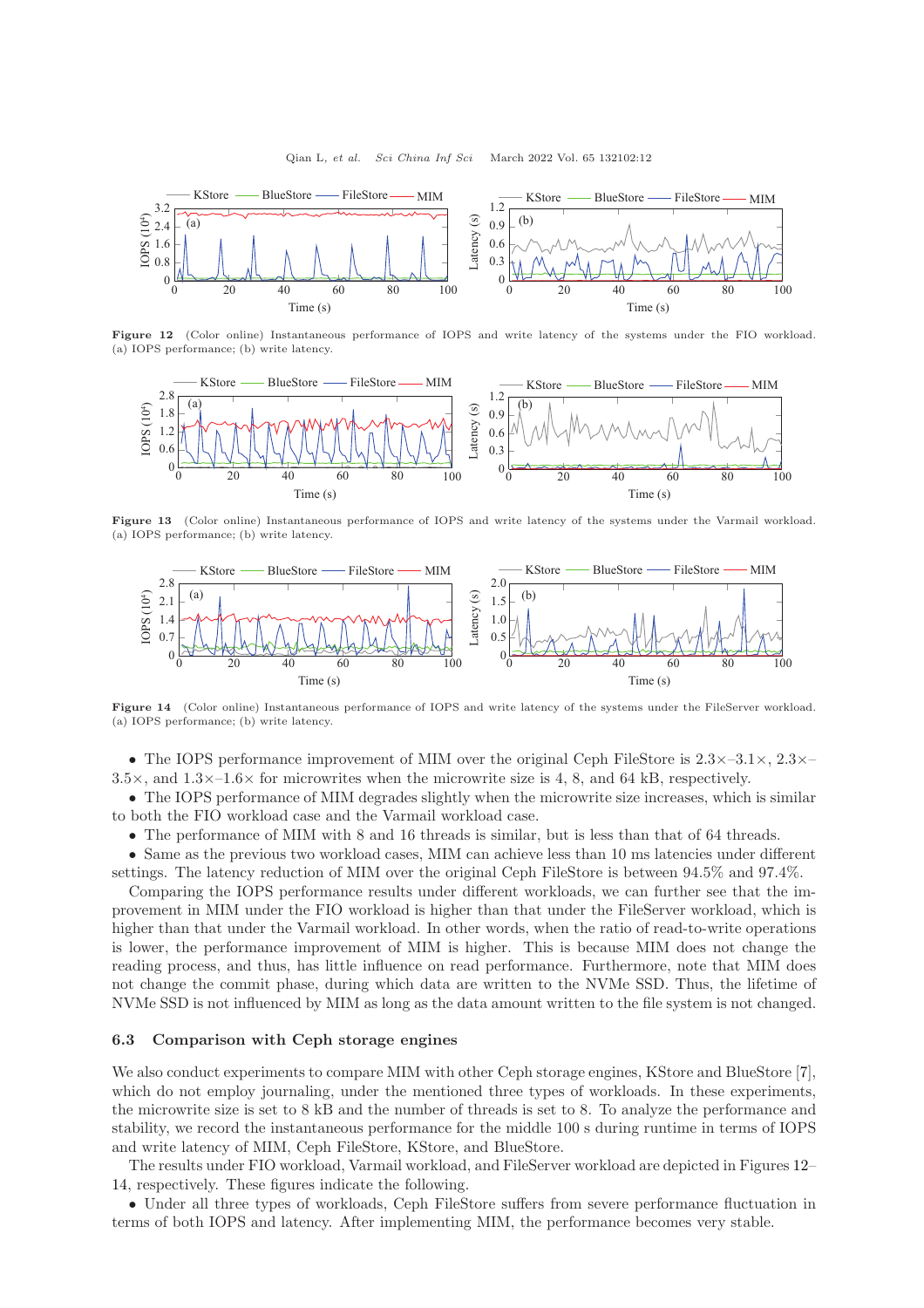**Figure 12** (Color online) Instantaneous performance of IOPS and write latency of the systems under the FIO workload. (a) IOPS performance; (b) write latency.

**Figure 13** (Color online) Instantaneous performance of IOPS and write latency of the systems under the Varmail workload. (a) IOPS performance; (b) write latency.

**Figure 14** (Color online) Instantaneous performance of IOPS and write latency of the systems under the FileServer workload. (a) IOPS performance; (b) write latency.

- The IOPS performance improvement of MIM over the original Ceph FileStore is 2.3×–3.1×, 2.3×–3.5×, and 1.3×–1.6× for microwrites when the microwrite size is 4, 8, and 64 kB, respectively.
- The IOPS performance of MIM degrades slightly when the microwrite size increases, which is similar to both the FIO workload case and the Varmail workload case.
- The performance of MIM with 8 and 16 threads is similar, but is less than that of 64 threads.
- Same as the previous two workload cases, MIM can achieve less than 10 ms latencies under different settings. The latency reduction of MIM over the original Ceph FileStore is between 94.5% and 97.4%.

Comparing the IOPS performance results under different workloads, we can further see that the improvement in MIM under the FIO workload is higher than that under the FileServer workload, which is higher than that under the Varmail workload. In other words, when the ratio of read-to-write operations is lower, the performance improvement of MIM is higher. This is because MIM does not change the reading process, and thus, has little influence on read performance. Furthermore, note that MIM does not change the commit phase, during which data are written to the NVMe SSD. Thus, the lifetime of NVMe SSD is not influenced by MIM as long as the data amount written to the file system is not changed.

### 6.3 Comparison with Ceph storage engines

We also conduct experiments to compare MIM with other Ceph storage engines, KStore and BlueStore [7], which do not employ journaling, under the mentioned three types of workloads. In these experiments, the microwrite size is set to 8 kB and the number of threads is set to 8. To analyze the performance and stability, we record the instantaneous performance for the middle 100 s during runtime in terms of IOPS and write latency of MIM, Ceph FileStore, KStore, and BlueStore.

The results under FIO workload, Varmail workload, and FileServer workload are depicted in Figures 12–14, respectively. These figures indicate the following.

- Under all three types of workloads, Ceph FileStore suffers from severe performance fluctuation in terms of both IOPS and latency. After implementing MIM, the performance becomes very stable.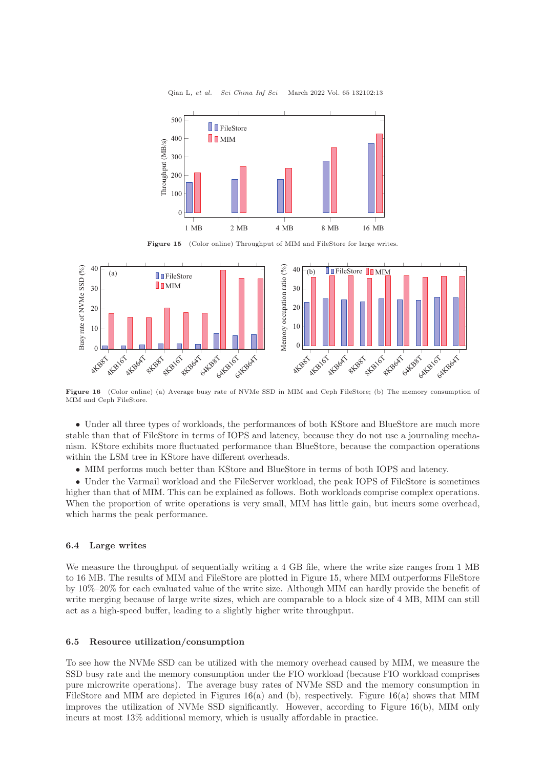Figure 15 (Color online) Throughput of MIM and FileStore for large writes.

Figure 16 (Color online) (a) Average busy rate of NVMe SSD in MIM and Ceph FileStore; (b) The memory consumption of MIM and Ceph FileStore.

- Under all three types of workloads, the performances of both KStore and BlueStore are much more stable than that of FileStore in terms of IOPS and latency, because they do not use a journaling mechanism. KStore exhibits more fluctuated performance than BlueStore, because the compaction operations within the LSM tree in KStore have different overheads.
- MIM performs much better than KStore and BlueStore in terms of both IOPS and latency.
- Under the Varmail workload and the FileServer workload, the peak IOPS of FileStore is sometimes higher than that of MIM. This can be explained as follows. Both workloads comprise complex operations. When the proportion of write operations is very small, MIM has little gain, but incurs some overhead, which harms the peak performance.

### 6.4 Large writes

We measure the throughput of sequentially writing a 4 GB file, where the write size ranges from 1 MB to 16 MB. The results of MIM and FileStore are plotted in Figure 15, where MIM outperforms FileStore by 10%–20% for each evaluated value of the write size. Although MIM can hardly provide the benefit of write merging because of large write sizes, which are comparable to a block size of 4 MB, MIM can still act as a high-speed buffer, leading to a slightly higher write throughput.

### 6.5 Resource utilization/consumption

To see how the NVMe SSD can be utilized with the memory overhead caused by MIM, we measure the SSD busy rate and the memory consumption under the FIO workload (because FIO workload comprises pure microwrite operations). The average busy rates of NVMe SSD and the memory consumption in FileStore and MIM are depicted in Figures 16(a) and (b), respectively. Figure 16(a) shows that MIM improves the utilization of NVMe SSD significantly. However, according to Figure 16(b), MIM only incurs at most 13% additional memory, which is usually affordable in practice.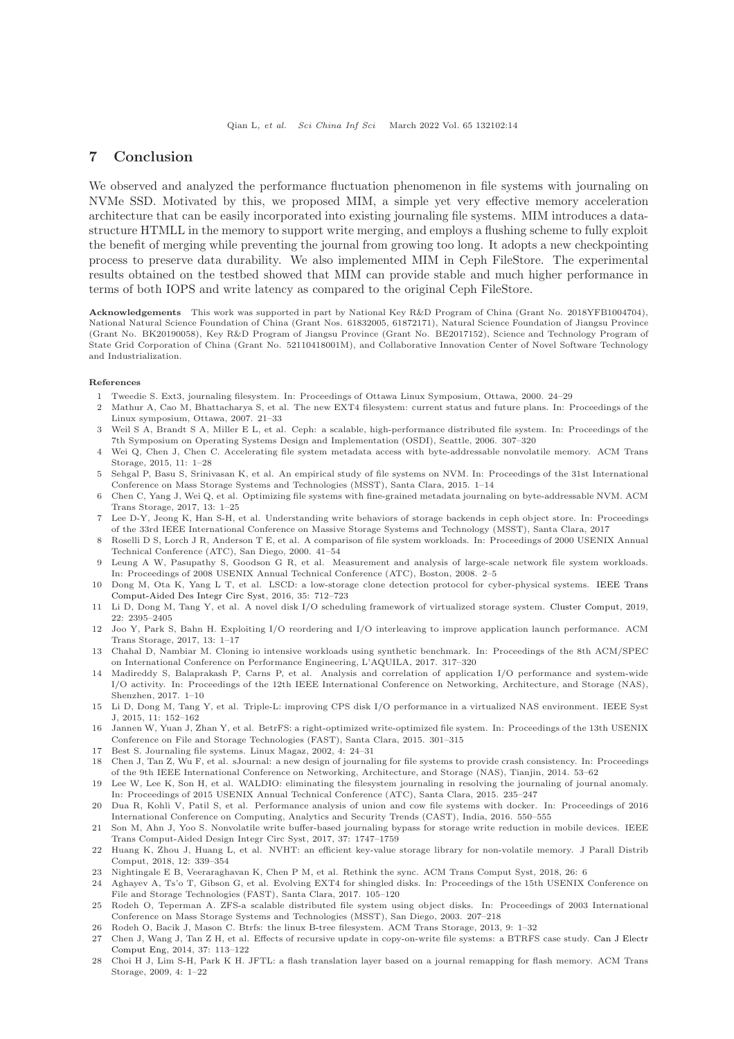## 7 Conclusion

We observed and analyzed the performance fluctuation phenomenon in file systems with journaling on NVMe SSD. Motivated by this, we proposed MIM, a simple yet very effective memory acceleration architecture that can be easily incorporated into existing journaling file systems. MIM introduces a data-structure HTMLL in the memory to support write merging, and employs a flushing scheme to fully exploit the benefit of merging while preventing the journal from growing too long. It adopts a new checkpointing process to preserve data durability. We also implemented MIM in Ceph FileStore. The experimental results obtained on the testbed showed that MIM can provide stable and much higher performance in terms of both IOPS and write latency as compared to the original Ceph FileStore.

**Acknowledgements** This work was supported in part by National Key R&D Program of China (Grant No. 2018YFB1004704), National Natural Science Foundation of China (Grant Nos. 61832005, 61872171), Natural Science Foundation of Jiangsu Province (Grant No. BK20190058), Key R&D Program of Jiangsu Province (Grant No. BE2017152), Science and Technology Program of State Grid Corporation of China (Grant No. 52110418001M), and Collaborative Innovation Center of Novel Software Technology and Industrialization.

**References**

1 Tweedie S. Ext3, journaling filesystem. In: Proceedings of Ottawa Linux Symposium, Ottawa, 2000. 24–29

2 Mathur A, Cao M, Bhattacharya S, et al. The new EXT4 filesystem: current status and future plans. In: Proceedings of the Linux symposium, Ottawa, 2007. 21–33

3 Weil S A, Brandt S A, Miller E L, et al. Ceph: a scalable, high-performance distributed file system. In: Proceedings of the 7th Symposium on Operating Systems Design and Implementation (OSDI), Seattle, 2006. 307–320

4 Wei Q, Chen J, Chen C. Accelerating file system metadata access with byte-addressable nonvolatile memory. ACM Trans Storage, 2015, 11: 1–28

5 Sehgal P, Basu S, Srinivasan K, et al. An empirical study of file systems on NVM. In: Proceedings of the 31st International Conference on Mass Storage Systems and Technologies (MSST), Santa Clara, 2015. 1–14

6 Chen C, Yang J, Wei Q, et al. Optimizing file systems with fine-grained metadata journaling on byte-addressable NVM. ACM Trans Storage, 2017, 13: 1–25

7 Lee D-Y, Jeong K, Han S-H, et al. Understanding write behaviors of storage backends in ceph object store. In: Proceedings of the 33rd IEEE International Conference on Massive Storage Systems and Technology (MSST), Santa Clara, 2017

8 Roselli D S, Lorch J R, Anderson T E, et al. A comparison of file system workloads. In: Proceedings of 2000 USENIX Annual Technical Conference (ATC), San Diego, 2000. 41–54

9 Leung A W, Pasupathy S, Goodson G R, et al. Measurement and analysis of large-scale network file system workloads. In: Proceedings of 2008 USENIX Annual Technical Conference (ATC), Boston, 2008. 2–5

10 Dong M, Ota K, Yang L T, et al. LSCD: a low-storage clone detection protocol for cyber-physical systems. IEEE Trans Comput-Aided Des Integr Circ Syst, 2016, 35: 712–723

11 Li D, Dong M, Tang Y, et al. A novel disk I/O scheduling framework of virtualized storage system. Cluster Comput, 2019, 22: 2395–2405

12 Joo Y, Park S, Bahn H. Exploiting I/O reordering and I/O interleaving to improve application launch performance. ACM Trans Storage, 2017, 13: 1–17

13 Chahal D, Nambiar M. Cloning io intensive workloads using synthetic benchmark. In: Proceedings of the 8th ACM/SPEC on International Conference on Performance Engineering, L'AQUILA, 2017. 317–320

14 Madireddy S, Balaprakash P, Carns P, et al. Analysis and correlation of application I/O performance and system-wide I/O activity. In: Proceedings of the 12th IEEE International Conference on Networking, Architecture, and Storage (NAS), Shenzhen, 2017. 1–10

15 Li D, Dong M, Tang Y, et al. Triple-L: improving CPS disk I/O performance in a virtualized NAS environment. IEEE Syst J, 2015, 11: 152–162

16 Jannen W, Yuan J, Zhan Y, et al. BetrFS: a right-optimized write-optimized file system. In: Proceedings of the 13th USENIX Conference on File and Storage Technologies (FAST), Santa Clara, 2015. 301–315

17 Best S. Journaling file systems. Linux Magaz, 2002, 4: 24–31

18 Chen J, Tan Z, Wu F, et al. sJournal: a new design of journaling for file systems to provide crash consistency. In: Proceedings of the 9th IEEE International Conference on Networking, Architecture, and Storage (NAS), Tianjin, 2014. 53–62

19 Lee W, Lee K, Son H, et al. WALDIO: eliminating the filesystem journaling in resolving the journaling of journal anomaly. In: Proceedings of 2015 USENIX Annual Technical Conference (ATC), Santa Clara, 2015. 235–247

20 Dua R, Kohli V, Patil S, et al. Performance analysis of union and cow file systems with docker. In: Proceedings of 2016 International Conference on Computing, Analytics and Security Trends (CAST), India, 2016. 550–555

21 Son M, Ahn J, Yoo S. Nonvolatile write buffer-based journaling bypass for storage write reduction in mobile devices. IEEE Trans Comput-Aided Design Integr Circ Syst, 2017, 37: 1747–1759

22 Huang K, Zhou J, Huang L, et al. NVHT: an efficient key-value storage library for non-volatile memory. J Parall Distrib Comput, 2018, 12: 339–354

23 Nightingale E B, Veeraraghavan K, Chen P M, et al. Rethink the sync. ACM Trans Comput Syst, 2018, 26: 6

24 Aghayev A, Ts'o T, Gibson G, et al. Evolving EXT4 for shingled disks. In: Proceedings of the 15th USENIX Conference on File and Storage Technologies (FAST), Santa Clara, 2017. 105–120

25 Rodeh O, Teperman A. ZFS-a scalable distributed file system using object disks. In: Proceedings of 2003 International Conference on Mass Storage Systems and Technologies (MSST), San Diego, 2003. 207–218

26 Rodeh O, Bacik J, Mason C. Btrfs: the linux B-tree filesystem. ACM Trans Storage, 2013, 9: 1–32

27 Chen J, Wang J, Tan Z H, et al. Effects of recursive update in copy-on-write file systems: a BTRFS case study. Can J Electr Comput Eng, 2014, 37: 113–122

28 Choi H J, Lim S-H, Park K H. JFTL: a flash translation layer based on a journal remapping for flash memory. ACM Trans Storage, 2009, 4: 1–22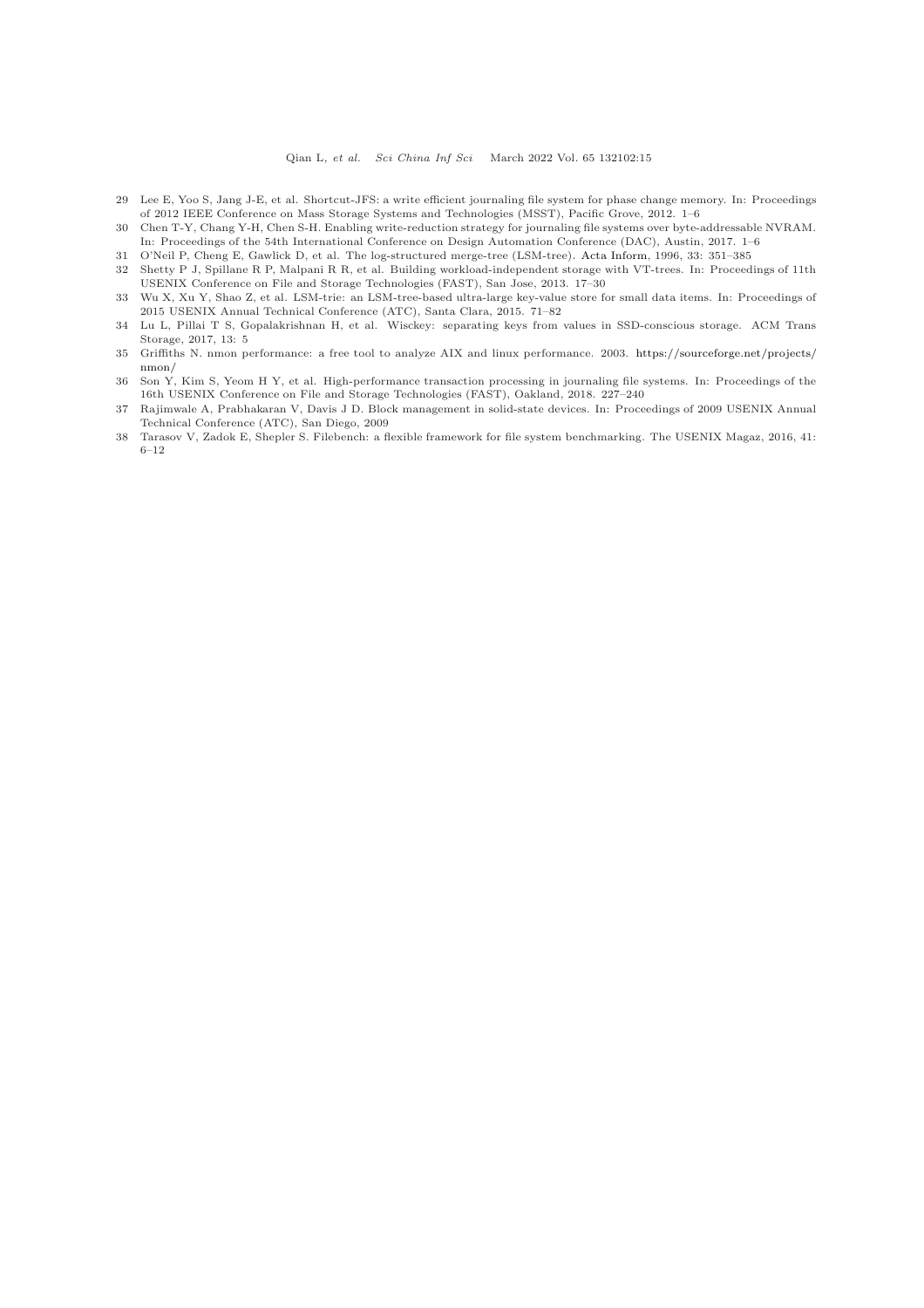29 Lee E, Yoo S, Jang J-E, et al. Shortcut-JFS: a write efficient journaling file system for phase change memory. In: Proceedings of 2012 IEEE Conference on Mass Storage Systems and Technologies (MSST), Pacific Grove, 2012. 1–6

30 Chen T-Y, Chang Y-H, Chen S-H. Enabling write-reduction strategy for journaling file systems over byte-addressable NVRAM. In: Proceedings of the 54th International Conference on Design Automation Conference (DAC), Austin, 2017. 1–6

31 O'Neil P, Cheng E, Gawlick D, et al. The log-structured merge-tree (LSM-tree). Acta Inform, 1996, 33: 351–385

32 Shetty P J, Spillane R P, Malpani R R, et al. Building workload-independent storage with VT-trees. In: Proceedings of 11th USENIX Conference on File and Storage Technologies (FAST), San Jose, 2013. 17–30

33 Wu X, Xu Y, Shao Z, et al. LSM-trie: an LSM-tree-based ultra-large key-value store for small data items. In: Proceedings of 2015 USENIX Annual Technical Conference (ATC), Santa Clara, 2015. 71–82

34 Lu L, Pillai T S, Gopalakrishnan H, et al. Wisckey: separating keys from values in SSD-conscious storage. ACM Trans Storage, 2017, 13: 5

35 Griffiths N. nmon performance: a free tool to analyze AIX and linux performance. 2003. https://sourceforge.net/projects/nmon/

36 Son Y, Kim S, Yeom H Y, et al. High-performance transaction processing in journaling file systems. In: Proceedings of the 16th USENIX Conference on File and Storage Technologies (FAST), Oakland, 2018. 227–240

37 Rajimwale A, Prabhakaran V, Davis J D. Block management in solid-state devices. In: Proceedings of 2009 USENIX Annual Technical Conference (ATC), San Diego, 2009

38 Tarasov V, Zadok E, Shepler S. Filebench: a flexible framework for file system benchmarking. The USENIX Magaz, 2016, 41: 6–12